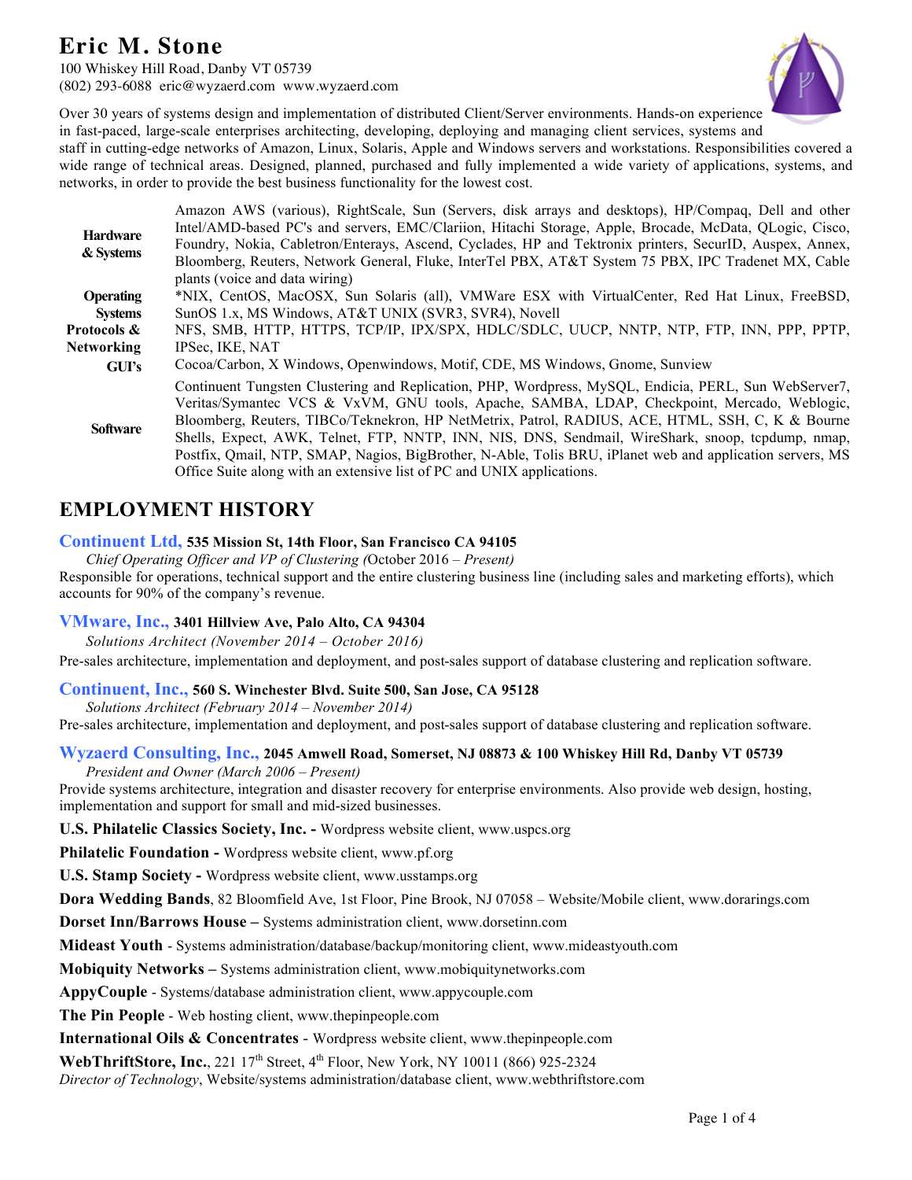# Eric M. Stone

100 Whiskey Hill Road, Danby VT 05739
(802) 293-6088 eric@wyzaerd.com www.wyzaerd.com

Over 30 years of systems design and implementation of distributed Client/Server environments. Hands-on experience in fast-paced, large-scale enterprises architecting, developing, deploying and managing client services, systems and staff in cutting-edge networks of Amazon, Linux, Solaris, Apple and Windows servers and workstations. Responsibilities covered a wide range of technical areas. Designed, planned, purchased and fully implemented a wide variety of applications, systems, and networks, in order to provide the best business functionality for the lowest cost.

| | |
|---|---|
| **Hardware & Systems** | Amazon AWS (various), RightScale, Sun (Servers, disk arrays and desktops), HP/Compaq, Dell and other Intel/AMD-based PC's and servers, EMC/Clariion, Hitachi Storage, Apple, Brocade, McData, QLogic, Cisco, Foundry, Nokia, Cabletron/Enterays, Ascend, Cyclades, HP and Tektronix printers, SecurID, Auspex, Annex, Bloomberg, Reuters, Network General, Fluke, InterTel PBX, AT&T System 75 PBX, IPC Tradenet MX, Cable plants (voice and data wiring) |
| **Operating Systems** | *NIX, CentOS, MacOSX, Sun Solaris (all), VMWare ESX with VirtualCenter, Red Hat Linux, FreeBSD, SunOS 1.x, MS Windows, AT&T UNIX (SVR3, SVR4), Novell |
| **Protocols & Networking** | NFS, SMB, HTTP, HTTPS, TCP/IP, IPX/SPX, HDLC/SDLC, UUCP, NNTP, NTP, FTP, INN, PPP, PPTP, IPSec, IKE, NAT |
| **GUI's** | Cocoa/Carbon, X Windows, Openwindows, Motif, CDE, MS Windows, Gnome, Sunview |
| **Software** | Continuent Tungsten Clustering and Replication, PHP, Wordpress, MySQL, Endicia, PERL, Sun WebServer7, Veritas/Symantec VCS & VxVM, GNU tools, Apache, SAMBA, LDAP, Checkpoint, Mercado, Weblogic, Bloomberg, Reuters, TIBCo/Teknekron, HP NetMetrix, Patrol, RADIUS, ACE, HTML, SSH, C, K & Bourne Shells, Expect, AWK, Telnet, FTP, NNTP, INN, NIS, DNS, Sendmail, WireShark, snoop, tcpdump, nmap, Postfix, Qmail, NTP, SMAP, Nagios, BigBrother, N-Able, Tolis BRU, iPlanet web and application servers, MS Office Suite along with an extensive list of PC and UNIX applications. |

## EMPLOYMENT HISTORY

**Continuent Ltd, 535 Mission St, 14th Floor, San Francisco CA 94105**
*Chief Operating Officer and VP of Clustering (October 2016 – Present)*
Responsible for operations, technical support and the entire clustering business line (including sales and marketing efforts), which accounts for 90% of the company's revenue.

**VMware, Inc., 3401 Hillview Ave, Palo Alto, CA 94304**
*Solutions Architect (November 2014 – October 2016)*
Pre-sales architecture, implementation and deployment, and post-sales support of database clustering and replication software.

**Continuent, Inc., 560 S. Winchester Blvd. Suite 500, San Jose, CA 95128**
*Solutions Architect (February 2014 – November 2014)*
Pre-sales architecture, implementation and deployment, and post-sales support of database clustering and replication software.

**Wyzaerd Consulting, Inc., 2045 Amwell Road, Somerset, NJ 08873 & 100 Whiskey Hill Rd, Danby VT 05739**
*President and Owner (March 2006 – Present)*
Provide systems architecture, integration and disaster recovery for enterprise environments. Also provide web design, hosting, implementation and support for small and mid-sized businesses.

**U.S. Philatelic Classics Society, Inc. -** Wordpress website client, www.uspcs.org

**Philatelic Foundation -** Wordpress website client, www.pf.org

**U.S. Stamp Society -** Wordpress website client, www.usstamps.org

**Dora Wedding Bands**, 82 Bloomfield Ave, 1st Floor, Pine Brook, NJ 07058 – Website/Mobile client, www.dorarings.com

**Dorset Inn/Barrows House –** Systems administration client, www.dorsetinn.com

**Mideast Youth** - Systems administration/database/backup/monitoring client, www.mideastyouth.com

**Mobiquity Networks –** Systems administration client, www.mobiquitynetworks.com

**AppyCouple** - Systems/database administration client, www.appycouple.com

**The Pin People** - Web hosting client, www.thepinpeople.com

**International Oils & Concentrates** - Wordpress website client, www.thepinpeople.com

**WebThriftStore, Inc.**, 221 17th Street, 4th Floor, New York, NY 10011 (866) 925-2324
*Director of Technology*, Website/systems administration/database client, www.webthriftstore.com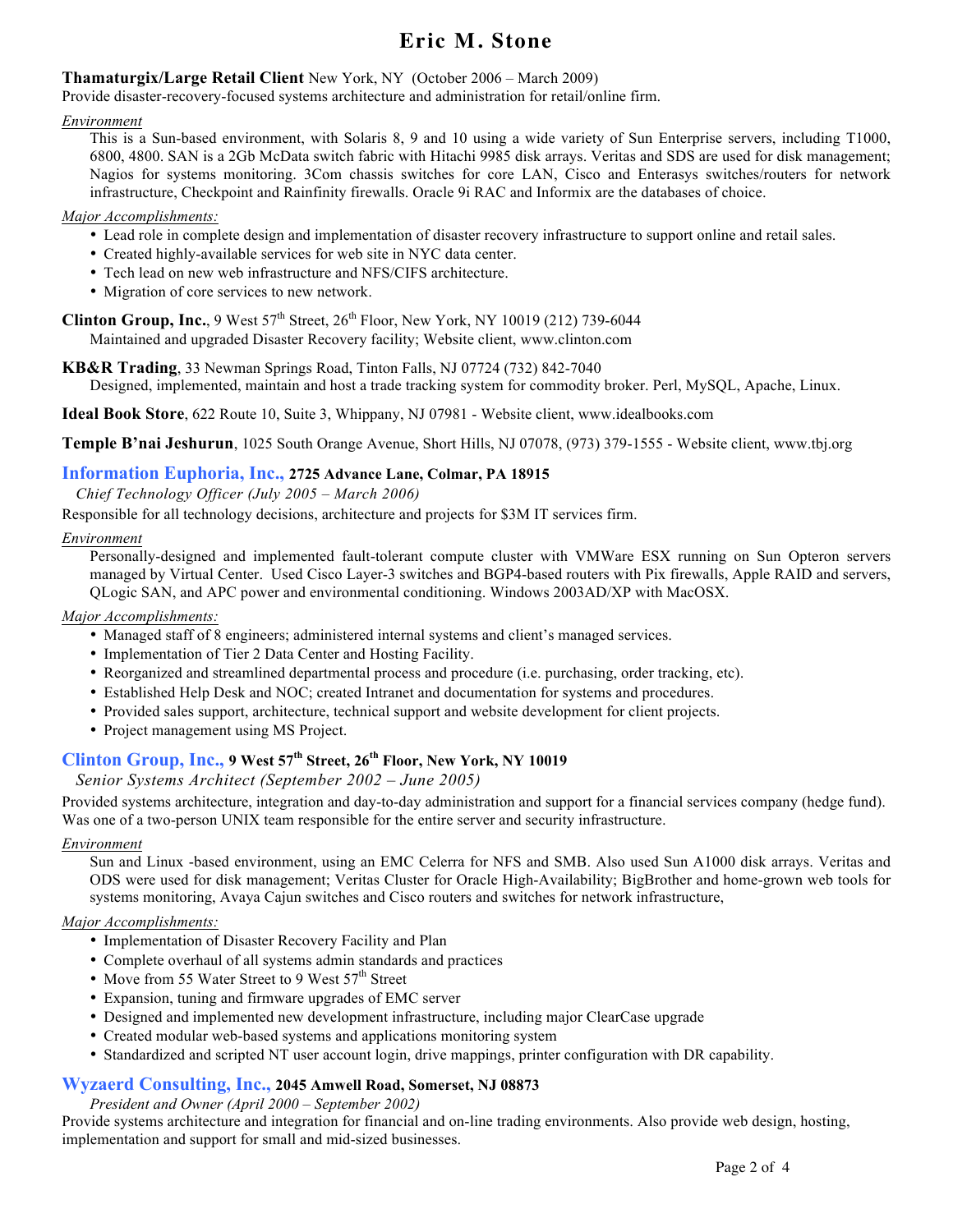**Thamaturgix/Large Retail Client** New York, NY (October 2006 – March 2009)

Provide disaster-recovery-focused systems architecture and administration for retail/online firm.

*Environment*

This is a Sun-based environment, with Solaris 8, 9 and 10 using a wide variety of Sun Enterprise servers, including T1000, 6800, 4800. SAN is a 2Gb McData switch fabric with Hitachi 9985 disk arrays. Veritas and SDS are used for disk management; Nagios for systems monitoring. 3Com chassis switches for core LAN, Cisco and Enterasys switches/routers for network infrastructure, Checkpoint and Rainfinity firewalls. Oracle 9i RAC and Informix are the databases of choice.

*Major Accomplishments:*

- Lead role in complete design and implementation of disaster recovery infrastructure to support online and retail sales.
- Created highly-available services for web site in NYC data center.
- Tech lead on new web infrastructure and NFS/CIFS architecture.
- Migration of core services to new network.

**Clinton Group, Inc.**, 9 West 57th Street, 26th Floor, New York, NY 10019 (212) 739-6044

Maintained and upgraded Disaster Recovery facility; Website client, www.clinton.com

**KB&R Trading**, 33 Newman Springs Road, Tinton Falls, NJ 07724 (732) 842-7040

Designed, implemented, maintain and host a trade tracking system for commodity broker. Perl, MySQL, Apache, Linux.

**Ideal Book Store**, 622 Route 10, Suite 3, Whippany, NJ 07981 - Website client, www.idealbooks.com

**Temple B'nai Jeshurun**, 1025 South Orange Avenue, Short Hills, NJ 07078, (973) 379-1555 - Website client, www.tbj.org

## Information Euphoria, Inc., 2725 Advance Lane, Colmar, PA 18915

*Chief Technology Officer (July 2005 – March 2006)*

Responsible for all technology decisions, architecture and projects for $3M IT services firm.

*Environment*

Personally-designed and implemented fault-tolerant compute cluster with VMWare ESX running on Sun Opteron servers managed by Virtual Center. Used Cisco Layer-3 switches and BGP4-based routers with Pix firewalls, Apple RAID and servers, QLogic SAN, and APC power and environmental conditioning. Windows 2003AD/XP with MacOSX.

*Major Accomplishments:*

- Managed staff of 8 engineers; administered internal systems and client's managed services.
- Implementation of Tier 2 Data Center and Hosting Facility.
- Reorganized and streamlined departmental process and procedure (i.e. purchasing, order tracking, etc).
- Established Help Desk and NOC; created Intranet and documentation for systems and procedures.
- Provided sales support, architecture, technical support and website development for client projects.
- Project management using MS Project.

## Clinton Group, Inc., 9 West 57th Street, 26th Floor, New York, NY 10019

*Senior Systems Architect (September 2002 – June 2005)*

Provided systems architecture, integration and day-to-day administration and support for a financial services company (hedge fund). Was one of a two-person UNIX team responsible for the entire server and security infrastructure.

*Environment*

Sun and Linux -based environment, using an EMC Celerra for NFS and SMB. Also used Sun A1000 disk arrays. Veritas and ODS were used for disk management; Veritas Cluster for Oracle High-Availability; BigBrother and home-grown web tools for systems monitoring, Avaya Cajun switches and Cisco routers and switches for network infrastructure,

*Major Accomplishments:*

- Implementation of Disaster Recovery Facility and Plan
- Complete overhaul of all systems admin standards and practices
- Move from 55 Water Street to 9 West 57th Street
- Expansion, tuning and firmware upgrades of EMC server
- Designed and implemented new development infrastructure, including major ClearCase upgrade
- Created modular web-based systems and applications monitoring system
- Standardized and scripted NT user account login, drive mappings, printer configuration with DR capability.

## Wyzaerd Consulting, Inc., 2045 Amwell Road, Somerset, NJ 08873

*President and Owner (April 2000 – September 2002)*

Provide systems architecture and integration for financial and on-line trading environments. Also provide web design, hosting, implementation and support for small and mid-sized businesses.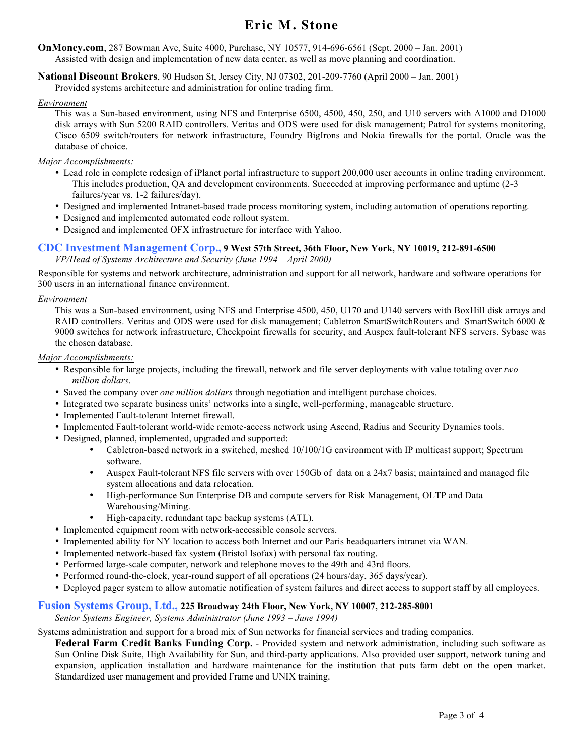# Eric M. Stone

**OnMoney.com**, 287 Bowman Ave, Suite 4000, Purchase, NY 10577, 914-696-6561 (Sept. 2000 – Jan. 2001)
Assisted with design and implementation of new data center, as well as move planning and coordination.

**National Discount Brokers**, 90 Hudson St, Jersey City, NJ 07302, 201-209-7760 (April 2000 – Jan. 2001)
Provided systems architecture and administration for online trading firm.

Environment

This was a Sun-based environment, using NFS and Enterprise 6500, 4500, 450, 250, and U10 servers with A1000 and D1000 disk arrays with Sun 5200 RAID controllers. Veritas and ODS were used for disk management; Patrol for systems monitoring, Cisco 6509 switch/routers for network infrastructure, Foundry BigIrons and Nokia firewalls for the portal. Oracle was the database of choice.

Major Accomplishments:

- Lead role in complete redesign of iPlanet portal infrastructure to support 200,000 user accounts in online trading environment. This includes production, QA and development environments. Succeeded at improving performance and uptime (2-3 failures/year vs. 1-2 failures/day).
- Designed and implemented Intranet-based trade process monitoring system, including automation of operations reporting.
- Designed and implemented automated code rollout system.
- Designed and implemented OFX infrastructure for interface with Yahoo.

## CDC Investment Management Corp., 9 West 57th Street, 36th Floor, New York, NY 10019, 212-891-6500

*VP/Head of Systems Architecture and Security (June 1994 – April 2000)*

Responsible for systems and network architecture, administration and support for all network, hardware and software operations for 300 users in an international finance environment.

Environment

This was a Sun-based environment, using NFS and Enterprise 4500, 450, U170 and U140 servers with BoxHill disk arrays and RAID controllers. Veritas and ODS were used for disk management; Cabletron SmartSwitchRouters and SmartSwitch 6000 & 9000 switches for network infrastructure, Checkpoint firewalls for security, and Auspex fault-tolerant NFS servers. Sybase was the chosen database.

Major Accomplishments:

- Responsible for large projects, including the firewall, network and file server deployments with value totaling over *two million dollars*.
- Saved the company over *one million dollars* through negotiation and intelligent purchase choices.
- Integrated two separate business units' networks into a single, well-performing, manageable structure.
- Implemented Fault-tolerant Internet firewall.
- Implemented Fault-tolerant world-wide remote-access network using Ascend, Radius and Security Dynamics tools.
- Designed, planned, implemented, upgraded and supported:
  - Cabletron-based network in a switched, meshed 10/100/1G environment with IP multicast support; Spectrum software.
  - Auspex Fault-tolerant NFS file servers with over 150Gb of data on a 24x7 basis; maintained and managed file system allocations and data relocation.
  - High-performance Sun Enterprise DB and compute servers for Risk Management, OLTP and Data Warehousing/Mining.
  - High-capacity, redundant tape backup systems (ATL).
- Implemented equipment room with network-accessible console servers.
- Implemented ability for NY location to access both Internet and our Paris headquarters intranet via WAN.
- Implemented network-based fax system (Bristol Isofax) with personal fax routing.
- Performed large-scale computer, network and telephone moves to the 49th and 43rd floors.
- Performed round-the-clock, year-round support of all operations (24 hours/day, 365 days/year).
- Deployed pager system to allow automatic notification of system failures and direct access to support staff by all employees.

## Fusion Systems Group, Ltd., 225 Broadway 24th Floor, New York, NY 10007, 212-285-8001

*Senior Systems Engineer, Systems Administrator (June 1993 – June 1994)*

Systems administration and support for a broad mix of Sun networks for financial services and trading companies.

**Federal Farm Credit Banks Funding Corp.** - Provided system and network administration, including such software as Sun Online Disk Suite, High Availability for Sun, and third-party applications. Also provided user support, network tuning and expansion, application installation and hardware maintenance for the institution that puts farm debt on the open market. Standardized user management and provided Frame and UNIX training.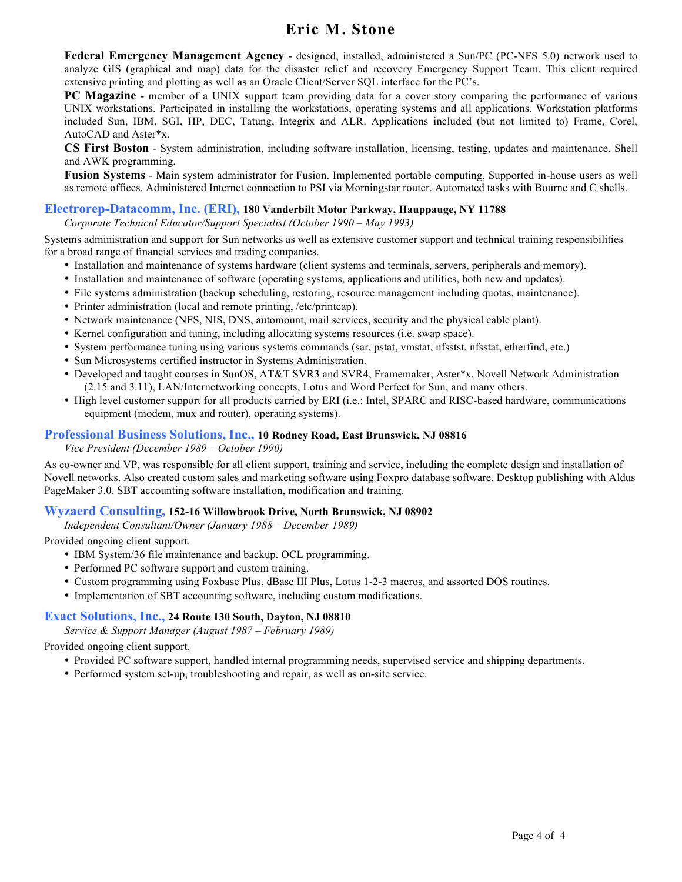**Federal Emergency Management Agency** - designed, installed, administered a Sun/PC (PC-NFS 5.0) network used to analyze GIS (graphical and map) data for the disaster relief and recovery Emergency Support Team. This client required extensive printing and plotting as well as an Oracle Client/Server SQL interface for the PC's.

**PC Magazine** - member of a UNIX support team providing data for a cover story comparing the performance of various UNIX workstations. Participated in installing the workstations, operating systems and all applications. Workstation platforms included Sun, IBM, SGI, HP, DEC, Tatung, Integrix and ALR. Applications included (but not limited to) Frame, Corel, AutoCAD and Aster*x.

**CS First Boston** - System administration, including software installation, licensing, testing, updates and maintenance. Shell and AWK programming.

**Fusion Systems** - Main system administrator for Fusion. Implemented portable computing. Supported in-house users as well as remote offices. Administered Internet connection to PSI via Morningstar router. Automated tasks with Bourne and C shells.

### Electrorep-Datacomm, Inc. (ERI), 180 Vanderbilt Motor Parkway, Hauppauge, NY 11788

*Corporate Technical Educator/Support Specialist (October 1990 – May 1993)*

Systems administration and support for Sun networks as well as extensive customer support and technical training responsibilities for a broad range of financial services and trading companies.

- Installation and maintenance of systems hardware (client systems and terminals, servers, peripherals and memory).
- Installation and maintenance of software (operating systems, applications and utilities, both new and updates).
- File systems administration (backup scheduling, restoring, resource management including quotas, maintenance).
- Printer administration (local and remote printing, /etc/printcap).
- Network maintenance (NFS, NIS, DNS, automount, mail services, security and the physical cable plant).
- Kernel configuration and tuning, including allocating systems resources (i.e. swap space).
- System performance tuning using various systems commands (sar, pstat, vmstat, nfsstst, nfsstat, etherfind, etc.)
- Sun Microsystems certified instructor in Systems Administration.
- Developed and taught courses in SunOS, AT&T SVR3 and SVR4, Framemaker, Aster*x, Novell Network Administration (2.15 and 3.11), LAN/Internetworking concepts, Lotus and Word Perfect for Sun, and many others.
- High level customer support for all products carried by ERI (i.e.: Intel, SPARC and RISC-based hardware, communications equipment (modem, mux and router), operating systems).

### Professional Business Solutions, Inc., 10 Rodney Road, East Brunswick, NJ 08816

*Vice President (December 1989 – October 1990)*

As co-owner and VP, was responsible for all client support, training and service, including the complete design and installation of Novell networks. Also created custom sales and marketing software using Foxpro database software. Desktop publishing with Aldus PageMaker 3.0. SBT accounting software installation, modification and training.

### Wyzaerd Consulting, 152-16 Willowbrook Drive, North Brunswick, NJ 08902

*Independent Consultant/Owner (January 1988 – December 1989)*

Provided ongoing client support.

- IBM System/36 file maintenance and backup. OCL programming.
- Performed PC software support and custom training.
- Custom programming using Foxbase Plus, dBase III Plus, Lotus 1-2-3 macros, and assorted DOS routines.
- Implementation of SBT accounting software, including custom modifications.

### Exact Solutions, Inc., 24 Route 130 South, Dayton, NJ 08810

*Service & Support Manager (August 1987 – February 1989)*

Provided ongoing client support.

- Provided PC software support, handled internal programming needs, supervised service and shipping departments.
- Performed system set-up, troubleshooting and repair, as well as on-site service.